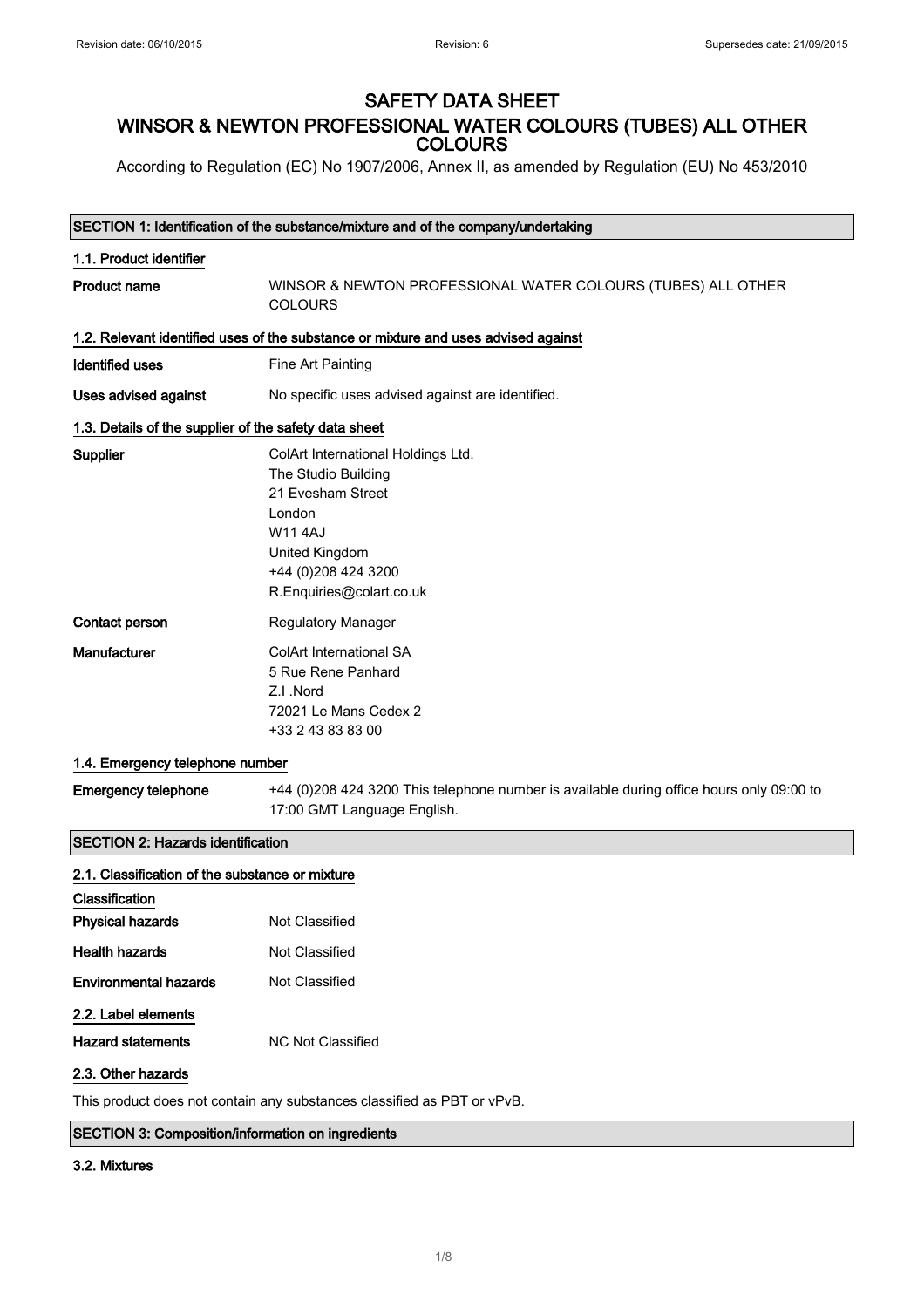# SAFETY DATA SHEET
# WINSOR & NEWTON PROFESSIONAL WATER COLOURS (TUBES) ALL OTHER COLOURS

According to Regulation (EC) No 1907/2006, Annex II, as amended by Regulation (EU) No 453/2010

## SECTION 1: Identification of the substance/mixture and of the company/undertaking

### 1.1. Product identifier

| | |
|---|---|
| **Product name** | WINSOR & NEWTON PROFESSIONAL WATER COLOURS (TUBES) ALL OTHER COLOURS |

### 1.2. Relevant identified uses of the substance or mixture and uses advised against

| | |
|---|---|
| **Identified uses** | Fine Art Painting |
| **Uses advised against** | No specific uses advised against are identified. |

### 1.3. Details of the supplier of the safety data sheet

| | |
|---|---|
| **Supplier** | ColArt International Holdings Ltd.<br>The Studio Building<br>21 Evesham Street<br>London<br>W11 4AJ<br>United Kingdom<br>+44 (0)208 424 3200<br>R.Enquiries@colart.co.uk |
| **Contact person** | Regulatory Manager |
| **Manufacturer** | ColArt International SA<br>5 Rue Rene Panhard<br>Z.I .Nord<br>72021 Le Mans Cedex 2<br>+33 2 43 83 83 00 |

### 1.4. Emergency telephone number

| | |
|---|---|
| **Emergency telephone** | +44 (0)208 424 3200 This telephone number is available during office hours only 09:00 to 17:00 GMT Language English. |

## SECTION 2: Hazards identification

### 2.1. Classification of the substance or mixture

**Classification**

| | |
|---|---|
| **Physical hazards** | Not Classified |
| **Health hazards** | Not Classified |
| **Environmental hazards** | Not Classified |

### 2.2. Label elements

| | |
|---|---|
| **Hazard statements** | NC Not Classified |

### 2.3. Other hazards

This product does not contain any substances classified as PBT or vPvB.

## SECTION 3: Composition/information on ingredients

### 3.2. Mixtures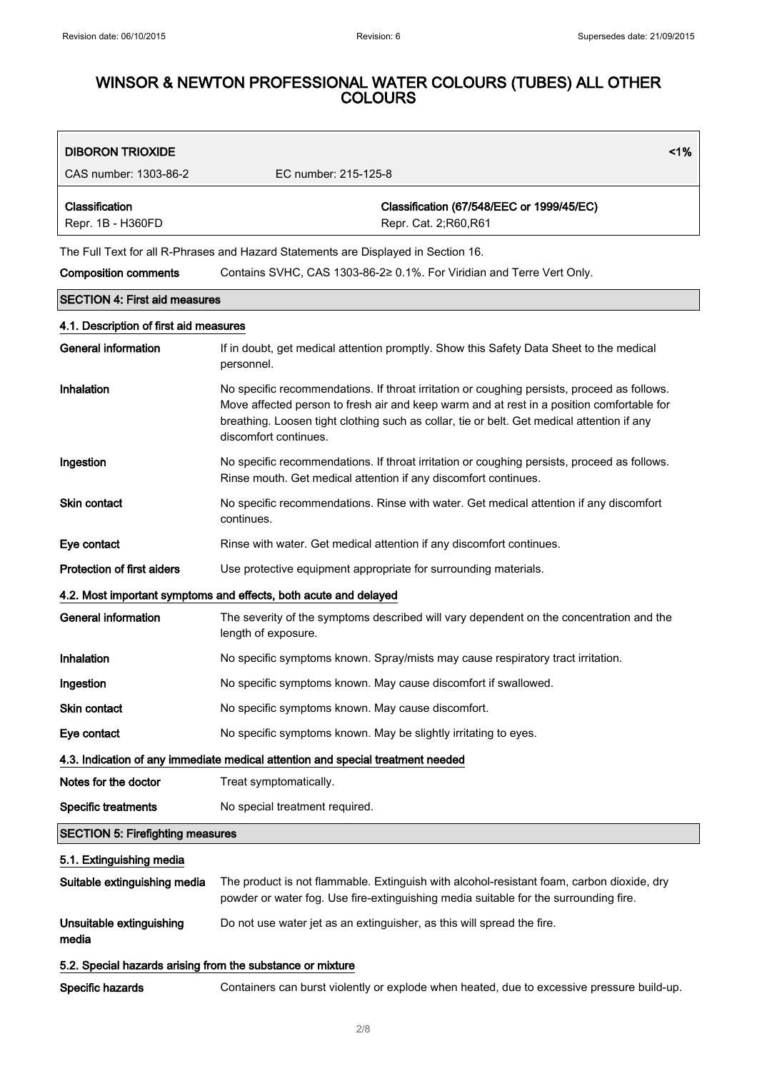# WINSOR & NEWTON PROFESSIONAL WATER COLOURS (TUBES) ALL OTHER COLOURS

| | | |
|---|---|---|
| **DIBORON TRIOXIDE** | | **<1%** |
| CAS number: 1303-86-2 | EC number: 215-125-8 | |
| **Classification** | **Classification (67/548/EEC or 1999/45/EC)** | |
| Repr. 1B - H360FD | Repr. Cat. 2;R60,R61 | |

The Full Text for all R-Phrases and Hazard Statements are Displayed in Section 16.

**Composition comments** Contains SVHC, CAS 1303-86-2≥ 0.1%. For Viridian and Terre Vert Only.

## SECTION 4: First aid measures

### 4.1. Description of first aid measures

**General information** If in doubt, get medical attention promptly. Show this Safety Data Sheet to the medical personnel.

**Inhalation** No specific recommendations. If throat irritation or coughing persists, proceed as follows. Move affected person to fresh air and keep warm and at rest in a position comfortable for breathing. Loosen tight clothing such as collar, tie or belt. Get medical attention if any discomfort continues.

**Ingestion** No specific recommendations. If throat irritation or coughing persists, proceed as follows. Rinse mouth. Get medical attention if any discomfort continues.

**Skin contact** No specific recommendations. Rinse with water. Get medical attention if any discomfort continues.

**Eye contact** Rinse with water. Get medical attention if any discomfort continues.

**Protection of first aiders** Use protective equipment appropriate for surrounding materials.

### 4.2. Most important symptoms and effects, both acute and delayed

**General information** The severity of the symptoms described will vary dependent on the concentration and the length of exposure.

**Inhalation** No specific symptoms known. Spray/mists may cause respiratory tract irritation.

**Ingestion** No specific symptoms known. May cause discomfort if swallowed.

**Skin contact** No specific symptoms known. May cause discomfort.

**Eye contact** No specific symptoms known. May be slightly irritating to eyes.

### 4.3. Indication of any immediate medical attention and special treatment needed

**Notes for the doctor** Treat symptomatically.

**Specific treatments** No special treatment required.

## SECTION 5: Firefighting measures

### 5.1. Extinguishing media

**Suitable extinguishing media** The product is not flammable. Extinguish with alcohol-resistant foam, carbon dioxide, dry powder or water fog. Use fire-extinguishing media suitable for the surrounding fire.

**Unsuitable extinguishing media** Do not use water jet as an extinguisher, as this will spread the fire.

### 5.2. Special hazards arising from the substance or mixture

**Specific hazards** Containers can burst violently or explode when heated, due to excessive pressure build-up.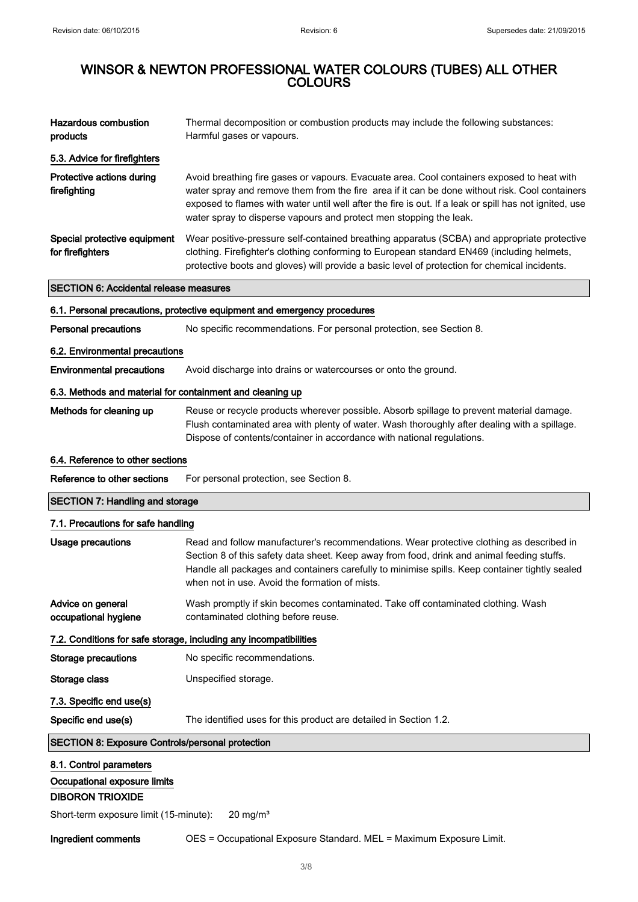| | |
|---|---|
| **Hazardous combustion products** | Thermal decomposition or combustion products may include the following substances: Harmful gases or vapours. |

### 5.3. Advice for firefighters

| | |
|---|---|
| **Protective actions during firefighting** | Avoid breathing fire gases or vapours. Evacuate area. Cool containers exposed to heat with water spray and remove them from the fire area if it can be done without risk. Cool containers exposed to flames with water until well after the fire is out. If a leak or spill has not ignited, use water spray to disperse vapours and protect men stopping the leak. |
| **Special protective equipment for firefighters** | Wear positive-pressure self-contained breathing apparatus (SCBA) and appropriate protective clothing. Firefighter's clothing conforming to European standard EN469 (including helmets, protective boots and gloves) will provide a basic level of protection for chemical incidents. |

## SECTION 6: Accidental release measures

### 6.1. Personal precautions, protective equipment and emergency procedures

| | |
|---|---|
| **Personal precautions** | No specific recommendations. For personal protection, see Section 8. |

### 6.2. Environmental precautions

| | |
|---|---|
| **Environmental precautions** | Avoid discharge into drains or watercourses or onto the ground. |

### 6.3. Methods and material for containment and cleaning up

| | |
|---|---|
| **Methods for cleaning up** | Reuse or recycle products wherever possible. Absorb spillage to prevent material damage. Flush contaminated area with plenty of water. Wash thoroughly after dealing with a spillage. Dispose of contents/container in accordance with national regulations. |

### 6.4. Reference to other sections

| | |
|---|---|
| **Reference to other sections** | For personal protection, see Section 8. |

## SECTION 7: Handling and storage

### 7.1. Precautions for safe handling

| | |
|---|---|
| **Usage precautions** | Read and follow manufacturer's recommendations. Wear protective clothing as described in Section 8 of this safety data sheet. Keep away from food, drink and animal feeding stuffs. Handle all packages and containers carefully to minimise spills. Keep container tightly sealed when not in use. Avoid the formation of mists. |
| **Advice on general occupational hygiene** | Wash promptly if skin becomes contaminated. Take off contaminated clothing. Wash contaminated clothing before reuse. |

### 7.2. Conditions for safe storage, including any incompatibilities

| | |
|---|---|
| **Storage precautions** | No specific recommendations. |
| **Storage class** | Unspecified storage. |

### 7.3. Specific end use(s)

| | |
|---|---|
| **Specific end use(s)** | The identified uses for this product are detailed in Section 1.2. |

## SECTION 8: Exposure Controls/personal protection

### 8.1. Control parameters

**Occupational exposure limits**

**DIBORON TRIOXIDE**

Short-term exposure limit (15-minute): 20 mg/m³

| | |
|---|---|
| **Ingredient comments** | OES = Occupational Exposure Standard. MEL = Maximum Exposure Limit. |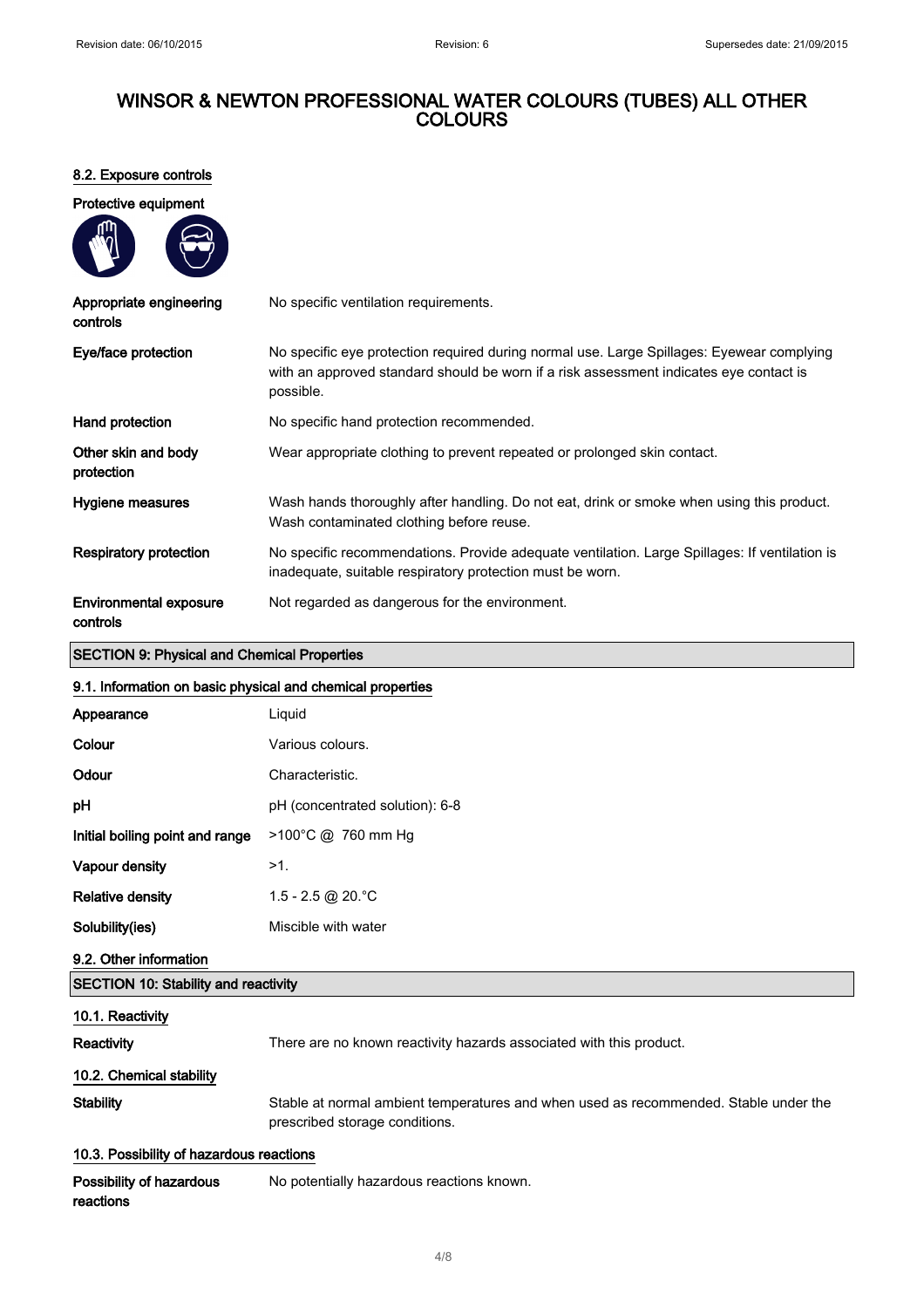# WINSOR & NEWTON PROFESSIONAL WATER COLOURS (TUBES) ALL OTHER COLOURS

### 8.2. Exposure controls

**Protective equipment**

| | |
|---|---|
| **Appropriate engineering controls** | No specific ventilation requirements. |
| **Eye/face protection** | No specific eye protection required during normal use. Large Spillages: Eyewear complying with an approved standard should be worn if a risk assessment indicates eye contact is possible. |
| **Hand protection** | No specific hand protection recommended. |
| **Other skin and body protection** | Wear appropriate clothing to prevent repeated or prolonged skin contact. |
| **Hygiene measures** | Wash hands thoroughly after handling. Do not eat, drink or smoke when using this product. Wash contaminated clothing before reuse. |
| **Respiratory protection** | No specific recommendations. Provide adequate ventilation. Large Spillages: If ventilation is inadequate, suitable respiratory protection must be worn. |
| **Environmental exposure controls** | Not regarded as dangerous for the environment. |

## SECTION 9: Physical and Chemical Properties

### 9.1. Information on basic physical and chemical properties

| | |
|---|---|
| **Appearance** | Liquid |
| **Colour** | Various colours. |
| **Odour** | Characteristic. |
| **pH** | pH (concentrated solution): 6-8 |
| **Initial boiling point and range** | >100°C @ 760 mm Hg |
| **Vapour density** | >1. |
| **Relative density** | 1.5 - 2.5 @ 20.°C |
| **Solubility(ies)** | Miscible with water |

### 9.2. Other information

## SECTION 10: Stability and reactivity

### 10.1. Reactivity

| | |
|---|---|
| **Reactivity** | There are no known reactivity hazards associated with this product. |

### 10.2. Chemical stability

| | |
|---|---|
| **Stability** | Stable at normal ambient temperatures and when used as recommended. Stable under the prescribed storage conditions. |

### 10.3. Possibility of hazardous reactions

| | |
|---|---|
| **Possibility of hazardous reactions** | No potentially hazardous reactions known. |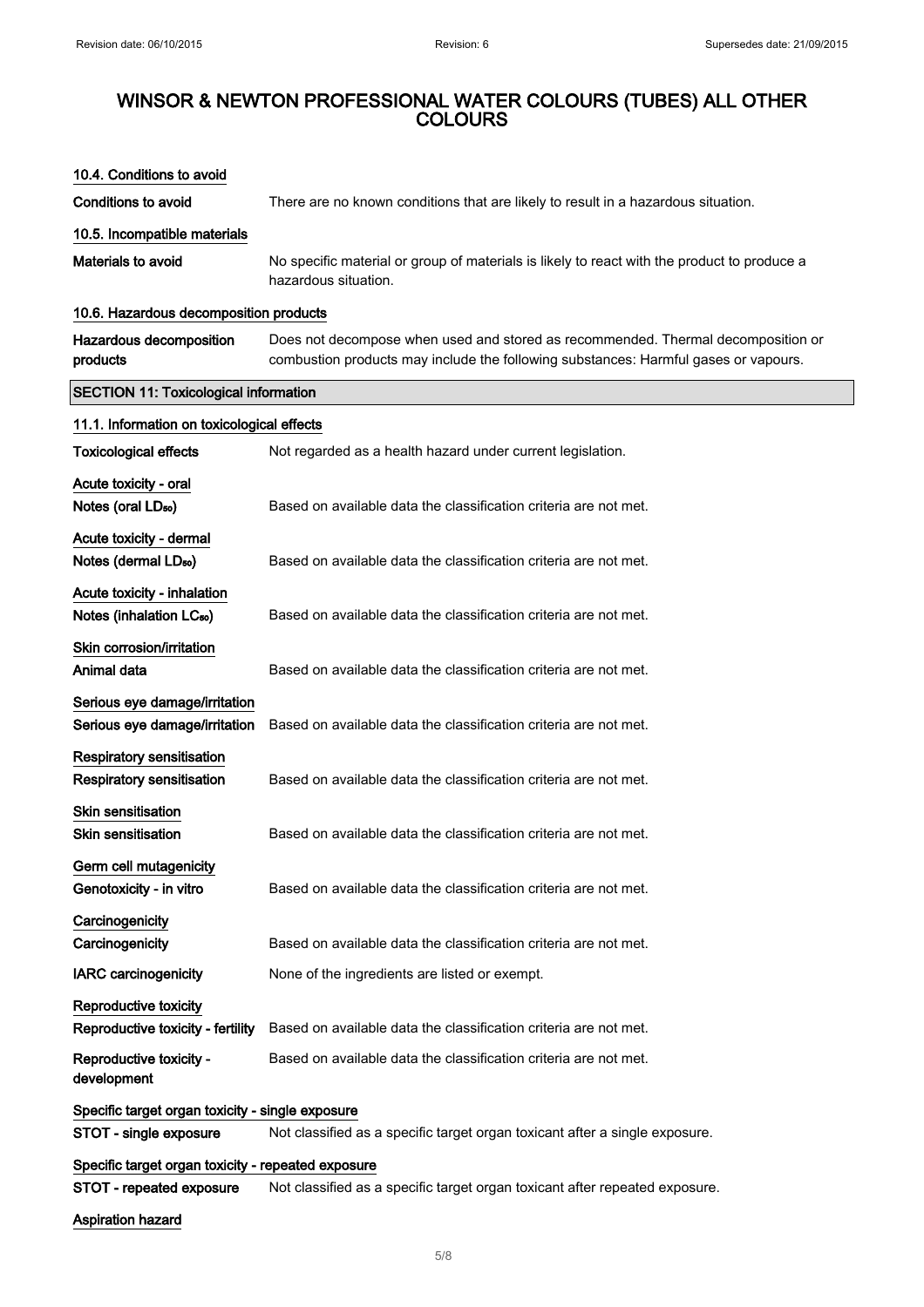#### 10.4. Conditions to avoid

**Conditions to avoid** There are no known conditions that are likely to result in a hazardous situation.

#### 10.5. Incompatible materials

**Materials to avoid** No specific material or group of materials is likely to react with the product to produce a hazardous situation.

#### 10.6. Hazardous decomposition products

**Hazardous decomposition products** Does not decompose when used and stored as recommended. Thermal decomposition or combustion products may include the following substances: Harmful gases or vapours.

## SECTION 11: Toxicological information

#### 11.1. Information on toxicological effects

**Toxicological effects** Not regarded as a health hazard under current legislation.

Acute toxicity - oral

**Notes (oral $LD_{50}$)** Based on available data the classification criteria are not met.

Acute toxicity - dermal

**Notes (dermal $LD_{50}$)** Based on available data the classification criteria are not met.

Acute toxicity - inhalation

**Notes (inhalation $LC_{50}$)** Based on available data the classification criteria are not met.

Skin corrosion/irritation

**Animal data** Based on available data the classification criteria are not met.

Serious eye damage/irritation

**Serious eye damage/irritation** Based on available data the classification criteria are not met.

Respiratory sensitisation

**Respiratory sensitisation** Based on available data the classification criteria are not met.

Skin sensitisation

**Skin sensitisation** Based on available data the classification criteria are not met.

Germ cell mutagenicity

**Genotoxicity - in vitro** Based on available data the classification criteria are not met.

Carcinogenicity

**Carcinogenicity** Based on available data the classification criteria are not met.

**IARC carcinogenicity** None of the ingredients are listed or exempt.

Reproductive toxicity

**Reproductive toxicity - fertility** Based on available data the classification criteria are not met.

**Reproductive toxicity - development** Based on available data the classification criteria are not met.

Specific target organ toxicity - single exposure

**STOT - single exposure** Not classified as a specific target organ toxicant after a single exposure.

Specific target organ toxicity - repeated exposure

**STOT - repeated exposure** Not classified as a specific target organ toxicant after repeated exposure.

Aspiration hazard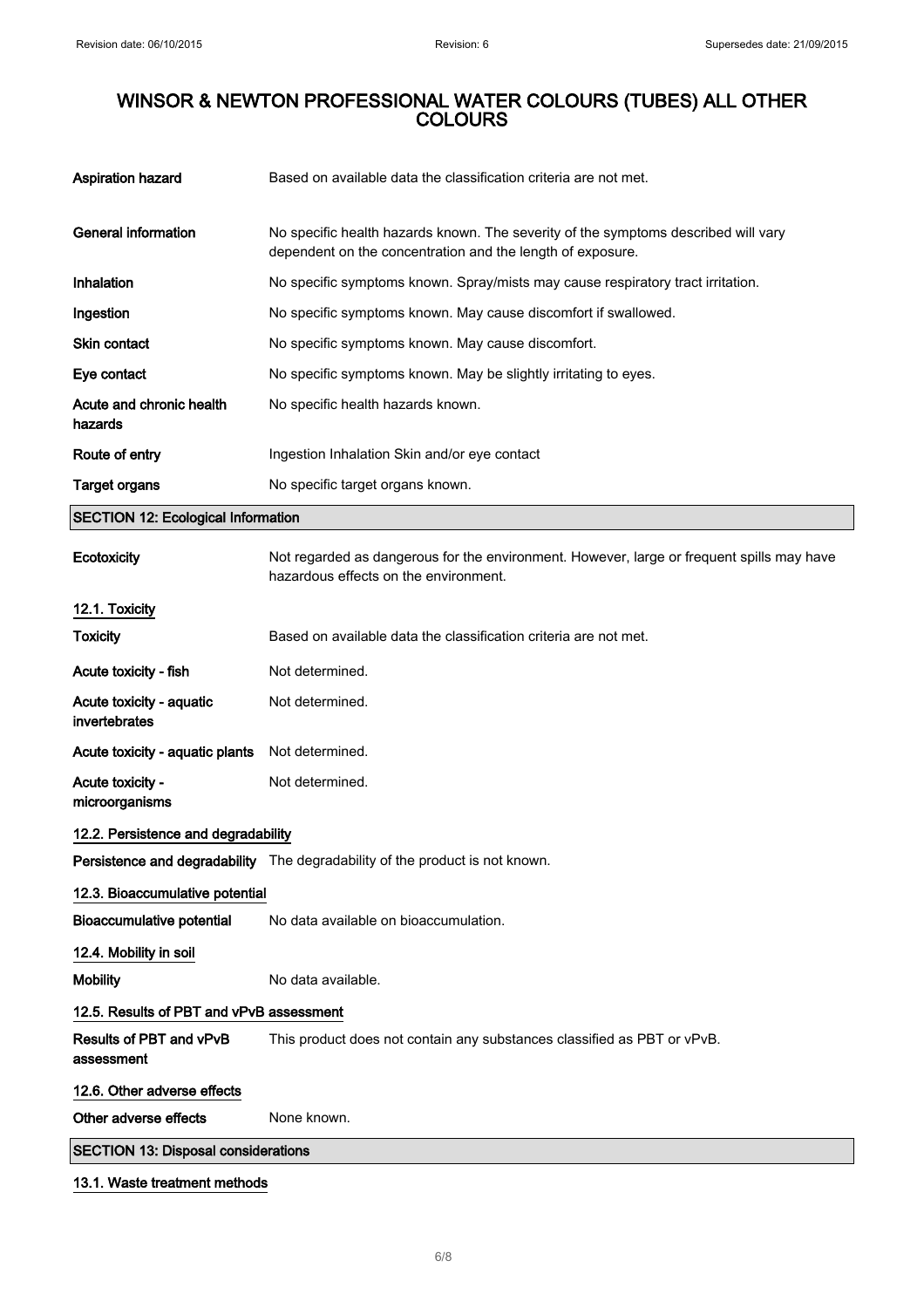| | |
|---|---|
| **Aspiration hazard** | Based on available data the classification criteria are not met. |
| **General information** | No specific health hazards known. The severity of the symptoms described will vary dependent on the concentration and the length of exposure. |
| **Inhalation** | No specific symptoms known. Spray/mists may cause respiratory tract irritation. |
| **Ingestion** | No specific symptoms known. May cause discomfort if swallowed. |
| **Skin contact** | No specific symptoms known. May cause discomfort. |
| **Eye contact** | No specific symptoms known. May be slightly irritating to eyes. |
| **Acute and chronic health hazards** | No specific health hazards known. |
| **Route of entry** | Ingestion Inhalation Skin and/or eye contact |
| **Target organs** | No specific target organs known. |

## SECTION 12: Ecological Information

| | |
|---|---|
| **Ecotoxicity** | Not regarded as dangerous for the environment. However, large or frequent spills may have hazardous effects on the environment. |

### 12.1. Toxicity

| | |
|---|---|
| **Toxicity** | Based on available data the classification criteria are not met. |
| **Acute toxicity - fish** | Not determined. |
| **Acute toxicity - aquatic invertebrates** | Not determined. |
| **Acute toxicity - aquatic plants** | Not determined. |
| **Acute toxicity - microorganisms** | Not determined. |

### 12.2. Persistence and degradability

| | |
|---|---|
| **Persistence and degradability** | The degradability of the product is not known. |

### 12.3. Bioaccumulative potential

| | |
|---|---|
| **Bioaccumulative potential** | No data available on bioaccumulation. |

### 12.4. Mobility in soil

| | |
|---|---|
| **Mobility** | No data available. |

### 12.5. Results of PBT and vPvB assessment

| | |
|---|---|
| **Results of PBT and vPvB assessment** | This product does not contain any substances classified as PBT or vPvB. |

### 12.6. Other adverse effects

| | |
|---|---|
| **Other adverse effects** | None known. |

## SECTION 13: Disposal considerations

### 13.1. Waste treatment methods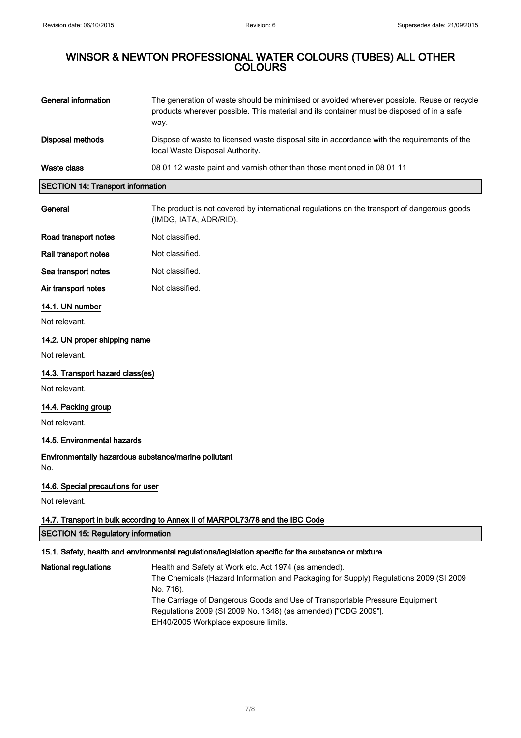# WINSOR & NEWTON PROFESSIONAL WATER COLOURS (TUBES) ALL OTHER COLOURS

| | |
|---|---|
| **General information** | The generation of waste should be minimised or avoided wherever possible. Reuse or recycle products wherever possible. This material and its container must be disposed of in a safe way. |
| **Disposal methods** | Dispose of waste to licensed waste disposal site in accordance with the requirements of the local Waste Disposal Authority. |
| **Waste class** | 08 01 12 waste paint and varnish other than those mentioned in 08 01 11 |

## SECTION 14: Transport information

| | |
|---|---|
| **General** | The product is not covered by international regulations on the transport of dangerous goods (IMDG, IATA, ADR/RID). |
| **Road transport notes** | Not classified. |
| **Rail transport notes** | Not classified. |
| **Sea transport notes** | Not classified. |
| **Air transport notes** | Not classified. |

### 14.1. UN number

Not relevant.

### 14.2. UN proper shipping name

Not relevant.

### 14.3. Transport hazard class(es)

Not relevant.

### 14.4. Packing group

Not relevant.

### 14.5. Environmental hazards

**Environmentally hazardous substance/marine pollutant**

No.

### 14.6. Special precautions for user

Not relevant.

### 14.7. Transport in bulk according to Annex II of MARPOL73/78 and the IBC Code

## SECTION 15: Regulatory information

### 15.1. Safety, health and environmental regulations/legislation specific for the substance or mixture

**National regulations**

Health and Safety at Work etc. Act 1974 (as amended).
The Chemicals (Hazard Information and Packaging for Supply) Regulations 2009 (SI 2009 No. 716).
The Carriage of Dangerous Goods and Use of Transportable Pressure Equipment Regulations 2009 (SI 2009 No. 1348) (as amended) ["CDG 2009"].
EH40/2005 Workplace exposure limits.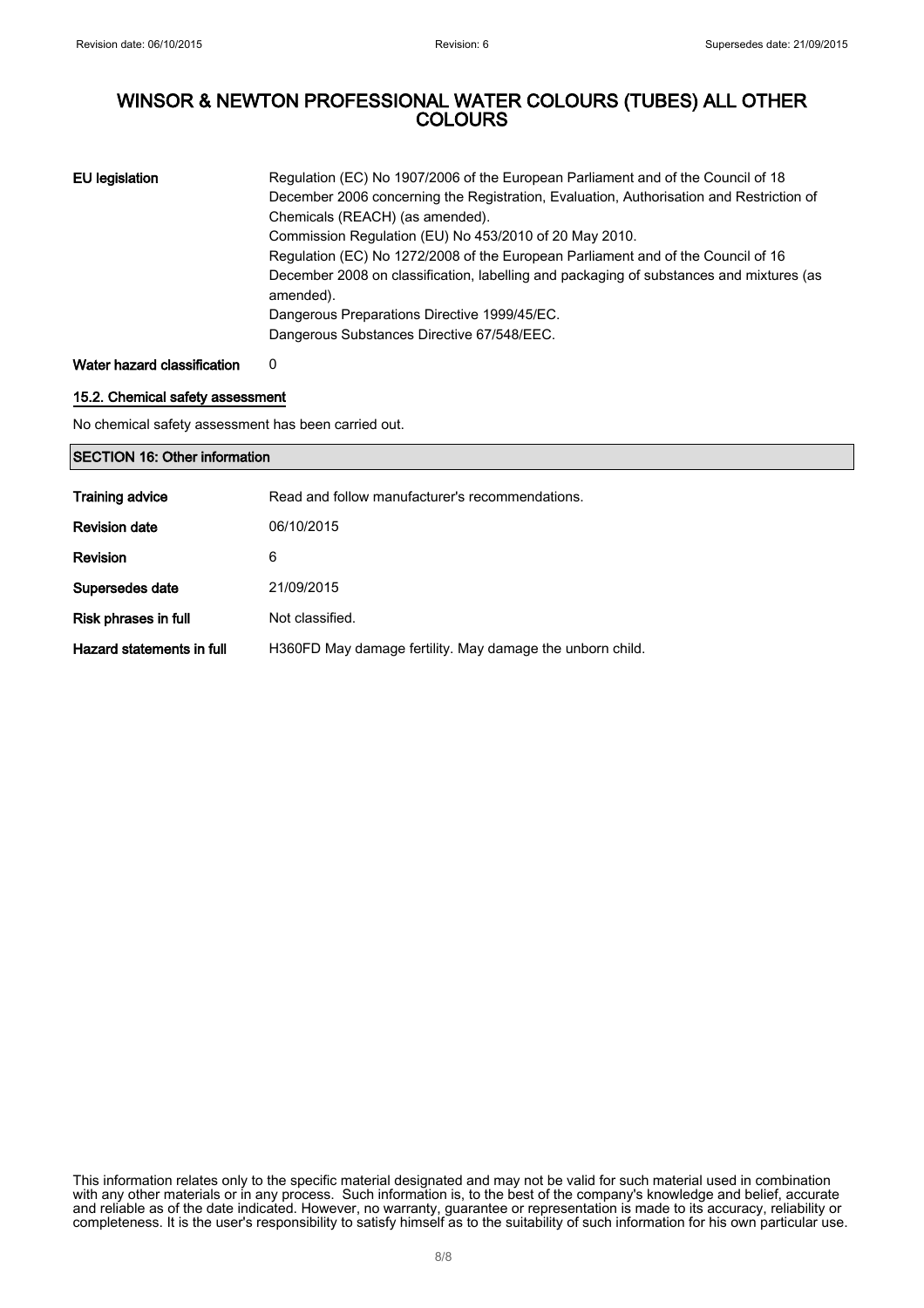| | |
|---|---|
| **EU legislation** | Regulation (EC) No 1907/2006 of the European Parliament and of the Council of 18 December 2006 concerning the Registration, Evaluation, Authorisation and Restriction of Chemicals (REACH) (as amended).<br>Commission Regulation (EU) No 453/2010 of 20 May 2010.<br>Regulation (EC) No 1272/2008 of the European Parliament and of the Council of 16 December 2008 on classification, labelling and packaging of substances and mixtures (as amended).<br>Dangerous Preparations Directive 1999/45/EC.<br>Dangerous Substances Directive 67/548/EEC. |
| **Water hazard classification** | 0 |

### 15.2. Chemical safety assessment

No chemical safety assessment has been carried out.

## SECTION 16: Other information

| | |
|---|---|
| **Training advice** | Read and follow manufacturer's recommendations. |
| **Revision date** | 06/10/2015 |
| **Revision** | 6 |
| **Supersedes date** | 21/09/2015 |
| **Risk phrases in full** | Not classified. |
| **Hazard statements in full** | H360FD May damage fertility. May damage the unborn child. |

This information relates only to the specific material designated and may not be valid for such material used in combination with any other materials or in any process. Such information is, to the best of the company's knowledge and belief, accurate and reliable as of the date indicated. However, no warranty, guarantee or representation is made to its accuracy, reliability or completeness. It is the user's responsibility to satisfy himself as to the suitability of such information for his own particular use.